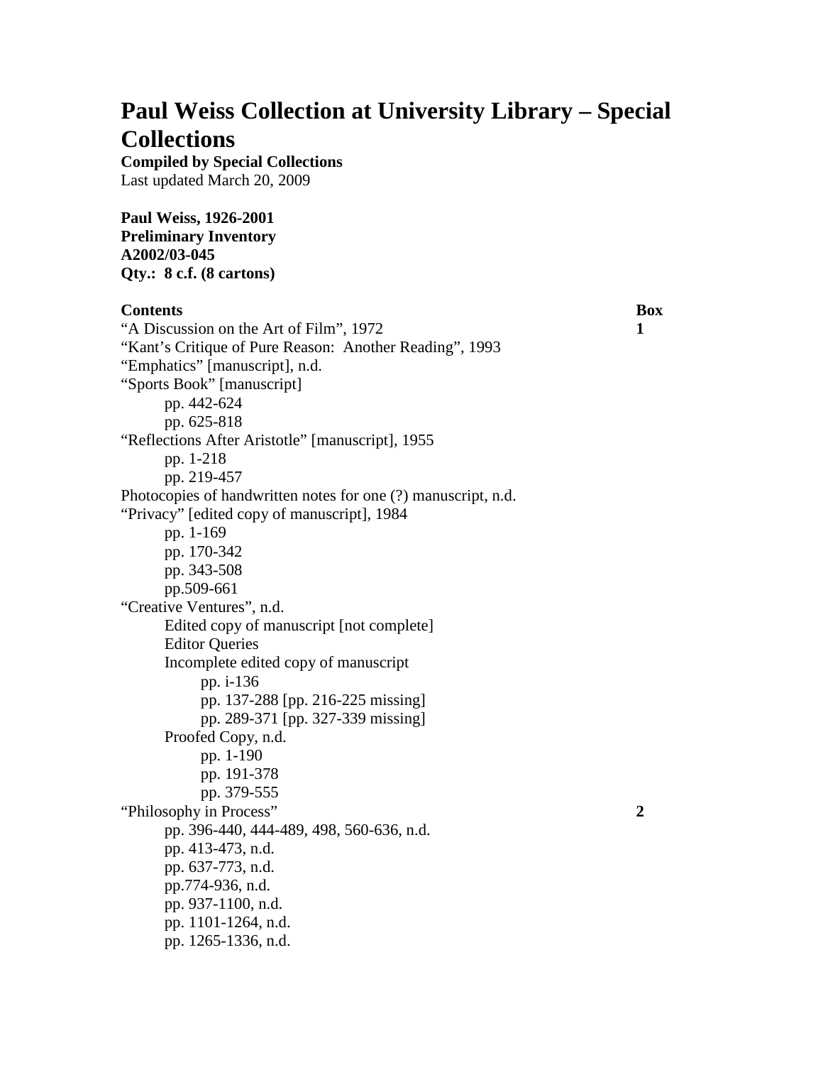# Paul Weiss Collection at University Library – Special Collections

**Compiled by Special Collections**
Last updated March 20, 2009

**Paul Weiss, 1926-2001**
**Preliminary Inventory**
**A2002/03-045**
**Qty.: 8 c.f. (8 cartons)**

| **Contents** | **Box** |
| --- | --- |
| "A Discussion on the Art of Film", 1972 | **1** |
| "Kant's Critique of Pure Reason: Another Reading", 1993 | |
| "Emphatics" [manuscript], n.d. | |
| "Sports Book" [manuscript] | |
| &nbsp;&nbsp;&nbsp;&nbsp;pp. 442-624 | |
| &nbsp;&nbsp;&nbsp;&nbsp;pp. 625-818 | |
| "Reflections After Aristotle" [manuscript], 1955 | |
| &nbsp;&nbsp;&nbsp;&nbsp;pp. 1-218 | |
| &nbsp;&nbsp;&nbsp;&nbsp;pp. 219-457 | |
| Photocopies of handwritten notes for one (?) manuscript, n.d. | |
| "Privacy" [edited copy of manuscript], 1984 | |
| &nbsp;&nbsp;&nbsp;&nbsp;pp. 1-169 | |
| &nbsp;&nbsp;&nbsp;&nbsp;pp. 170-342 | |
| &nbsp;&nbsp;&nbsp;&nbsp;pp. 343-508 | |
| &nbsp;&nbsp;&nbsp;&nbsp;pp.509-661 | |
| "Creative Ventures", n.d. | |
| &nbsp;&nbsp;&nbsp;&nbsp;Edited copy of manuscript [not complete] | |
| &nbsp;&nbsp;&nbsp;&nbsp;Editor Queries | |
| &nbsp;&nbsp;&nbsp;&nbsp;Incomplete edited copy of manuscript | |
| &nbsp;&nbsp;&nbsp;&nbsp;&nbsp;&nbsp;&nbsp;&nbsp;pp. i-136 | |
| &nbsp;&nbsp;&nbsp;&nbsp;&nbsp;&nbsp;&nbsp;&nbsp;pp. 137-288 [pp. 216-225 missing] | |
| &nbsp;&nbsp;&nbsp;&nbsp;&nbsp;&nbsp;&nbsp;&nbsp;pp. 289-371 [pp. 327-339 missing] | |
| &nbsp;&nbsp;&nbsp;&nbsp;Proofed Copy, n.d. | |
| &nbsp;&nbsp;&nbsp;&nbsp;&nbsp;&nbsp;&nbsp;&nbsp;pp. 1-190 | |
| &nbsp;&nbsp;&nbsp;&nbsp;&nbsp;&nbsp;&nbsp;&nbsp;pp. 191-378 | |
| &nbsp;&nbsp;&nbsp;&nbsp;&nbsp;&nbsp;&nbsp;&nbsp;pp. 379-555 | |
| "Philosophy in Process" | **2** |
| &nbsp;&nbsp;&nbsp;&nbsp;pp. 396-440, 444-489, 498, 560-636, n.d. | |
| &nbsp;&nbsp;&nbsp;&nbsp;pp. 413-473, n.d. | |
| &nbsp;&nbsp;&nbsp;&nbsp;pp. 637-773, n.d. | |
| &nbsp;&nbsp;&nbsp;&nbsp;pp.774-936, n.d. | |
| &nbsp;&nbsp;&nbsp;&nbsp;pp. 937-1100, n.d. | |
| &nbsp;&nbsp;&nbsp;&nbsp;pp. 1101-1264, n.d. | |
| &nbsp;&nbsp;&nbsp;&nbsp;pp. 1265-1336, n.d. | |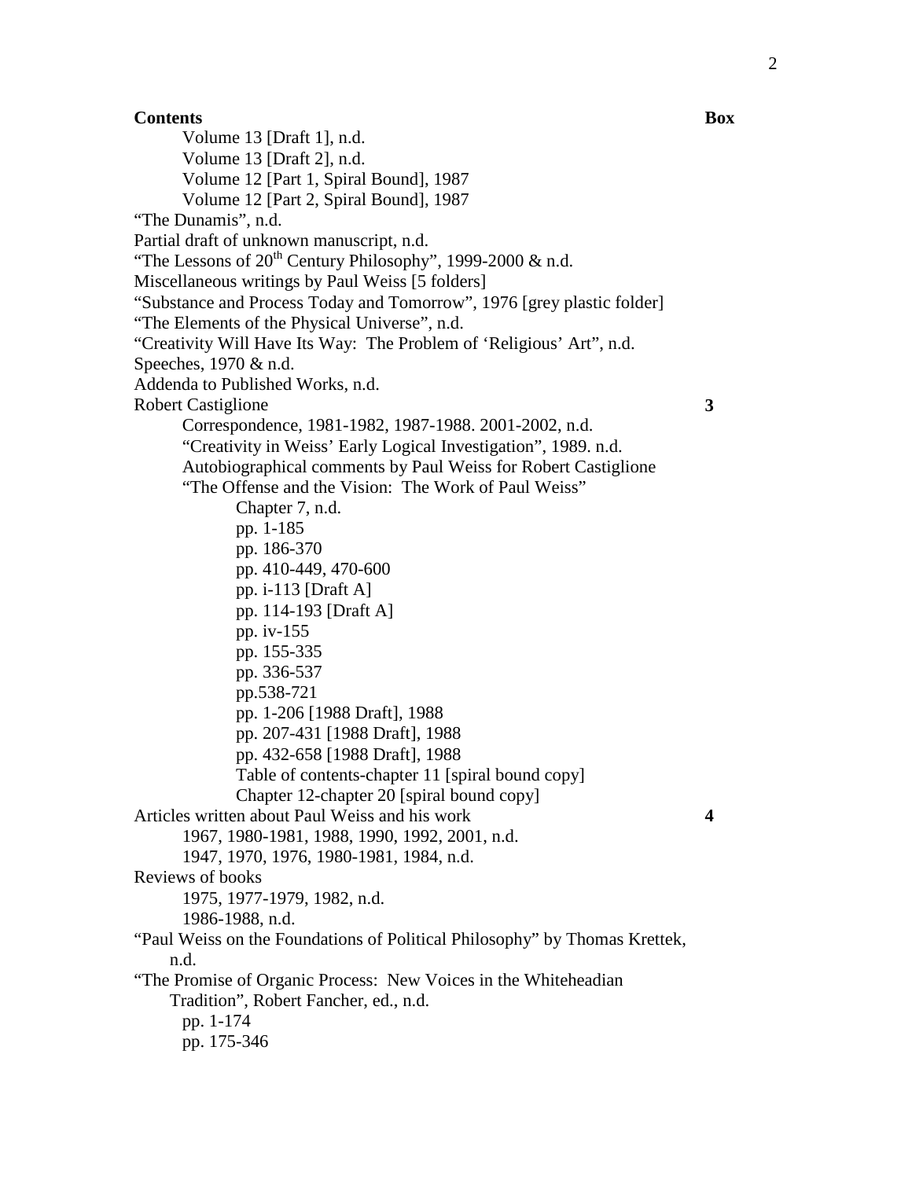| Contents | Box |
|---|---|
| Volume 13 [Draft 1], n.d. | |
| Volume 13 [Draft 2], n.d. | |
| Volume 12 [Part 1, Spiral Bound], 1987 | |
| Volume 12 [Part 2, Spiral Bound], 1987 | |
| “The Dunamis”, n.d. | |
| Partial draft of unknown manuscript, n.d. | |
| “The Lessons of 20th Century Philosophy”, 1999-2000 & n.d. | |
| Miscellaneous writings by Paul Weiss [5 folders] | |
| “Substance and Process Today and Tomorrow”, 1976 [grey plastic folder] | |
| “The Elements of the Physical Universe”, n.d. | |
| “Creativity Will Have Its Way: The Problem of ‘Religious’ Art”, n.d. | |
| Speeches, 1970 & n.d. | |
| Addenda to Published Works, n.d. | |
| Robert Castiglione | **3** |
| Correspondence, 1981-1982, 1987-1988. 2001-2002, n.d. | |
| “Creativity in Weiss’ Early Logical Investigation”, 1989. n.d. | |
| Autobiographical comments by Paul Weiss for Robert Castiglione | |
| “The Offense and the Vision: The Work of Paul Weiss” | |
| Chapter 7, n.d. | |
| pp. 1-185 | |
| pp. 186-370 | |
| pp. 410-449, 470-600 | |
| pp. i-113 [Draft A] | |
| pp. 114-193 [Draft A] | |
| pp. iv-155 | |
| pp. 155-335 | |
| pp. 336-537 | |
| pp.538-721 | |
| pp. 1-206 [1988 Draft], 1988 | |
| pp. 207-431 [1988 Draft], 1988 | |
| pp. 432-658 [1988 Draft], 1988 | |
| Table of contents-chapter 11 [spiral bound copy] | |
| Chapter 12-chapter 20 [spiral bound copy] | |
| Articles written about Paul Weiss and his work | **4** |
| 1967, 1980-1981, 1988, 1990, 1992, 2001, n.d. | |
| 1947, 1970, 1976, 1980-1981, 1984, n.d. | |
| Reviews of books | |
| 1975, 1977-1979, 1982, n.d. | |
| 1986-1988, n.d. | |
| “Paul Weiss on the Foundations of Political Philosophy” by Thomas Krettek, n.d. | |
| “The Promise of Organic Process: New Voices in the Whiteheadian Tradition”, Robert Fancher, ed., n.d. | |
| pp. 1-174 | |
| pp. 175-346 | |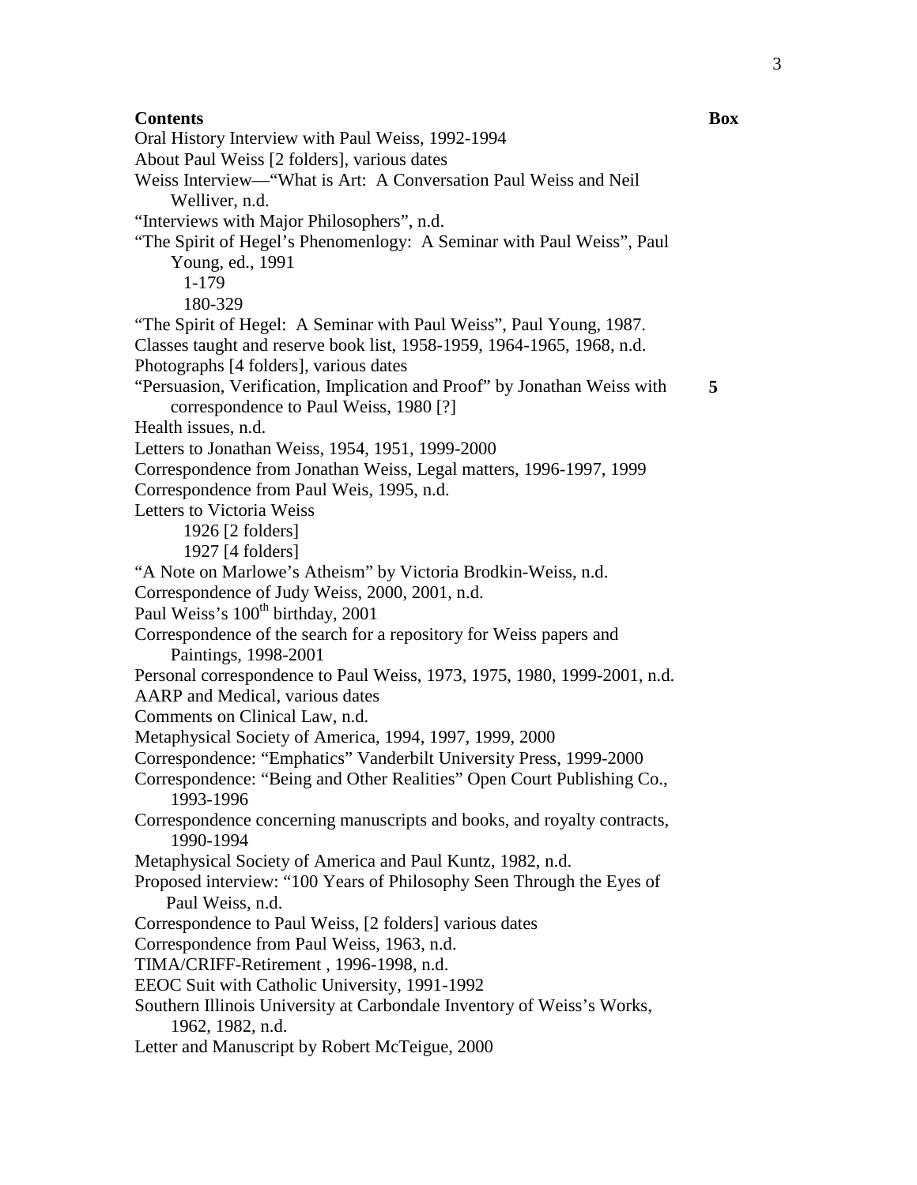| Contents | Box |
| --- | --- |
| Oral History Interview with Paul Weiss, 1992-1994 | |
| About Paul Weiss [2 folders], various dates | |
| Weiss Interview—"What is Art: A Conversation Paul Weiss and Neil Welliver, n.d. | |
| "Interviews with Major Philosophers", n.d. | |
| "The Spirit of Hegel's Phenomenlogy: A Seminar with Paul Weiss", Paul Young, ed., 1991 | |
| 1-179 | |
| 180-329 | |
| "The Spirit of Hegel: A Seminar with Paul Weiss", Paul Young, 1987. | |
| Classes taught and reserve book list, 1958-1959, 1964-1965, 1968, n.d. | |
| Photographs [4 folders], various dates | |
| "Persuasion, Verification, Implication and Proof" by Jonathan Weiss with correspondence to Paul Weiss, 1980 [?] | **5** |
| Health issues, n.d. | |
| Letters to Jonathan Weiss, 1954, 1951, 1999-2000 | |
| Correspondence from Jonathan Weiss, Legal matters, 1996-1997, 1999 | |
| Correspondence from Paul Weis, 1995, n.d. | |
| Letters to Victoria Weiss | |
| 1926 [2 folders] | |
| 1927 [4 folders] | |
| "A Note on Marlowe's Atheism" by Victoria Brodkin-Weiss, n.d. | |
| Correspondence of Judy Weiss, 2000, 2001, n.d. | |
| Paul Weiss's 100th birthday, 2001 | |
| Correspondence of the search for a repository for Weiss papers and Paintings, 1998-2001 | |
| Personal correspondence to Paul Weiss, 1973, 1975, 1980, 1999-2001, n.d. | |
| AARP and Medical, various dates | |
| Comments on Clinical Law, n.d. | |
| Metaphysical Society of America, 1994, 1997, 1999, 2000 | |
| Correspondence: "Emphatics" Vanderbilt University Press, 1999-2000 | |
| Correspondence: "Being and Other Realities" Open Court Publishing Co., 1993-1996 | |
| Correspondence concerning manuscripts and books, and royalty contracts, 1990-1994 | |
| Metaphysical Society of America and Paul Kuntz, 1982, n.d. | |
| Proposed interview: "100 Years of Philosophy Seen Through the Eyes of Paul Weiss, n.d. | |
| Correspondence to Paul Weiss, [2 folders] various dates | |
| Correspondence from Paul Weiss, 1963, n.d. | |
| TIMA/CRIFF-Retirement , 1996-1998, n.d. | |
| EEOC Suit with Catholic University, 1991-1992 | |
| Southern Illinois University at Carbondale Inventory of Weiss's Works, 1962, 1982, n.d. | |
| Letter and Manuscript by Robert McTeigue, 2000 | |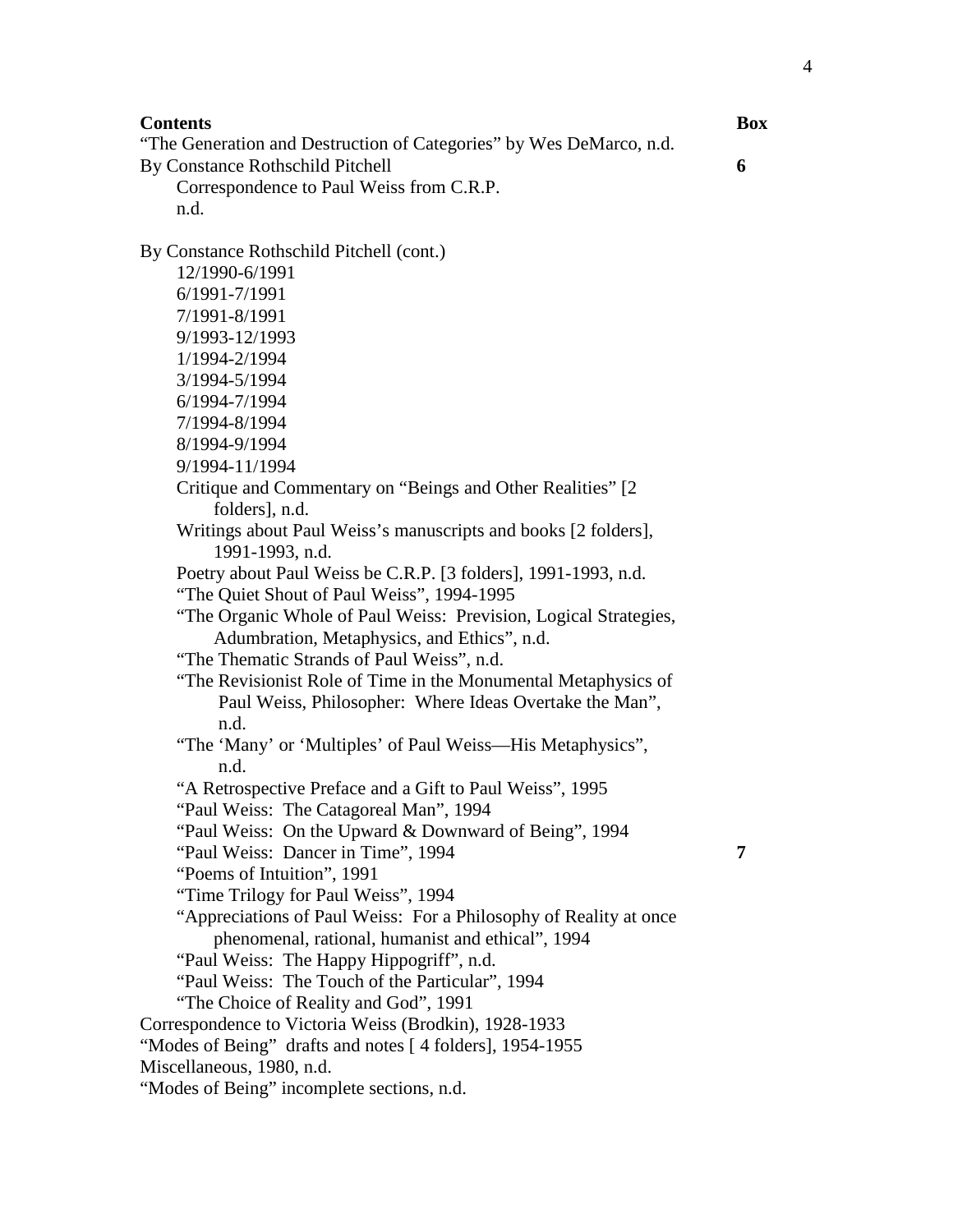| Contents | Box |
|---|---|
| "The Generation and Destruction of Categories" by Wes DeMarco, n.d. | |
| By Constance Rothschild Pitchell | 6 |
| Correspondence to Paul Weiss from C.R.P. | |
| n.d. | |
| | |
| By Constance Rothschild Pitchell (cont.) | |
| 12/1990-6/1991 | |
| 6/1991-7/1991 | |
| 7/1991-8/1991 | |
| 9/1993-12/1993 | |
| 1/1994-2/1994 | |
| 3/1994-5/1994 | |
| 6/1994-7/1994 | |
| 7/1994-8/1994 | |
| 8/1994-9/1994 | |
| 9/1994-11/1994 | |
| Critique and Commentary on "Beings and Other Realities" [2 folders], n.d. | |
| Writings about Paul Weiss's manuscripts and books [2 folders], 1991-1993, n.d. | |
| Poetry about Paul Weiss be C.R.P. [3 folders], 1991-1993, n.d. | |
| "The Quiet Shout of Paul Weiss", 1994-1995 | |
| "The Organic Whole of Paul Weiss: Prevision, Logical Strategies, Adumbration, Metaphysics, and Ethics", n.d. | |
| "The Thematic Strands of Paul Weiss", n.d. | |
| "The Revisionist Role of Time in the Monumental Metaphysics of Paul Weiss, Philosopher: Where Ideas Overtake the Man", n.d. | |
| "The 'Many' or 'Multiples' of Paul Weiss—His Metaphysics", n.d. | |
| "A Retrospective Preface and a Gift to Paul Weiss", 1995 | |
| "Paul Weiss: The Catagoreal Man", 1994 | |
| "Paul Weiss: On the Upward & Downward of Being", 1994 | |
| "Paul Weiss: Dancer in Time", 1994 | 7 |
| "Poems of Intuition", 1991 | |
| "Time Trilogy for Paul Weiss", 1994 | |
| "Appreciations of Paul Weiss: For a Philosophy of Reality at once phenomenal, rational, humanist and ethical", 1994 | |
| "Paul Weiss: The Happy Hippogriff", n.d. | |
| "Paul Weiss: The Touch of the Particular", 1994 | |
| "The Choice of Reality and God", 1991 | |
| Correspondence to Victoria Weiss (Brodkin), 1928-1933 | |
| "Modes of Being" drafts and notes [ 4 folders], 1954-1955 | |
| Miscellaneous, 1980, n.d. | |
| "Modes of Being" incomplete sections, n.d. | |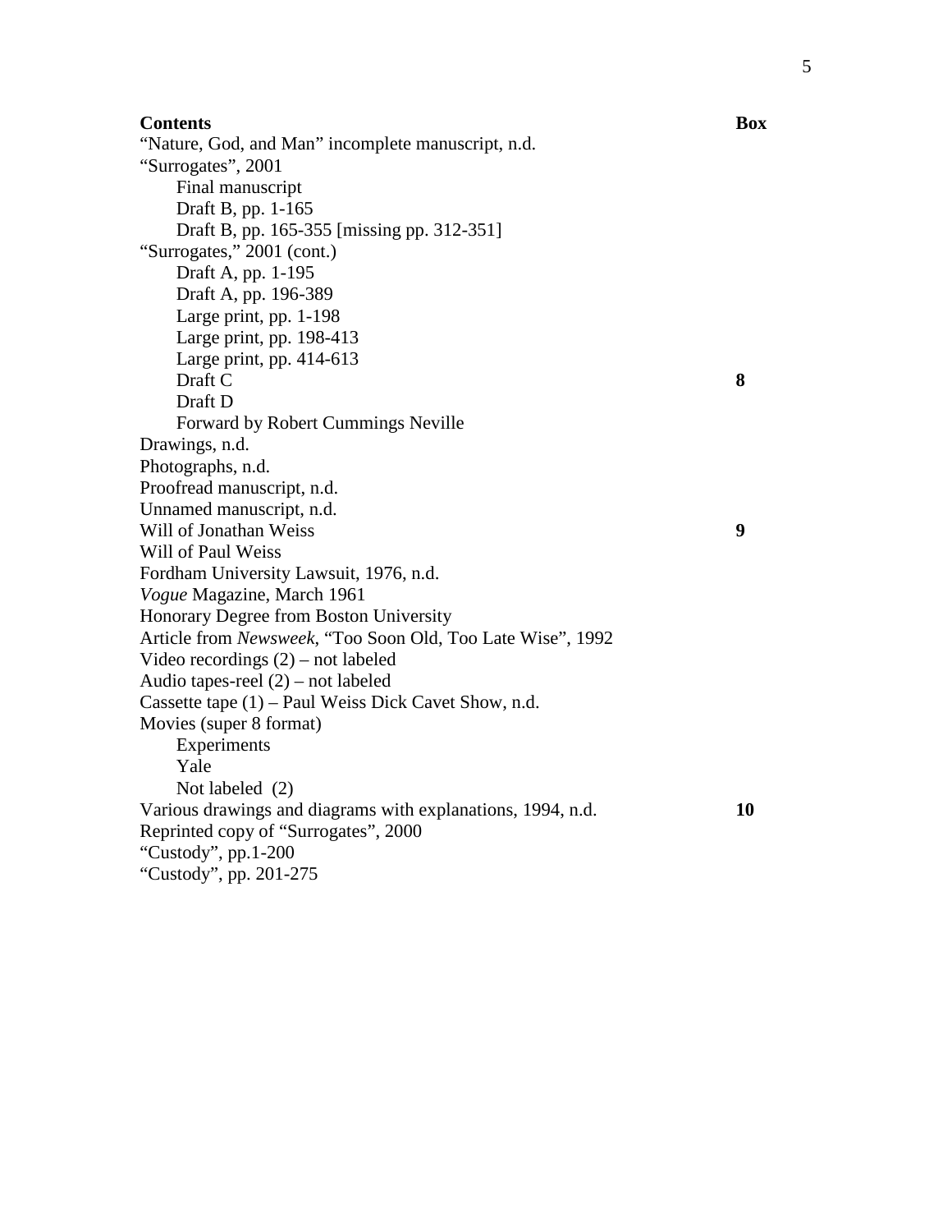| **Contents** | **Box** |
| --- | --- |
| "Nature, God, and Man" incomplete manuscript, n.d. | |
| "Surrogates", 2001 | |
| Final manuscript | |
| Draft B, pp. 1-165 | |
| Draft B, pp. 165-355 [missing pp. 312-351] | |
| "Surrogates," 2001 (cont.) | |
| Draft A, pp. 1-195 | |
| Draft A, pp. 196-389 | |
| Large print, pp. 1-198 | |
| Large print, pp. 198-413 | |
| Large print, pp. 414-613 | |
| Draft C | **8** |
| Draft D | |
| Forward by Robert Cummings Neville | |
| Drawings, n.d. | |
| Photographs, n.d. | |
| Proofread manuscript, n.d. | |
| Unnamed manuscript, n.d. | |
| Will of Jonathan Weiss | **9** |
| Will of Paul Weiss | |
| Fordham University Lawsuit, 1976, n.d. | |
| *Vogue* Magazine, March 1961 | |
| Honorary Degree from Boston University | |
| Article from *Newsweek*, "Too Soon Old, Too Late Wise", 1992 | |
| Video recordings (2) – not labeled | |
| Audio tapes-reel (2) – not labeled | |
| Cassette tape (1) – Paul Weiss Dick Cavet Show, n.d. | |
| Movies (super 8 format) | |
| Experiments | |
| Yale | |
| Not labeled (2) | |
| Various drawings and diagrams with explanations, 1994, n.d. | **10** |
| Reprinted copy of "Surrogates", 2000 | |
| "Custody", pp.1-200 | |
| "Custody", pp. 201-275 | |